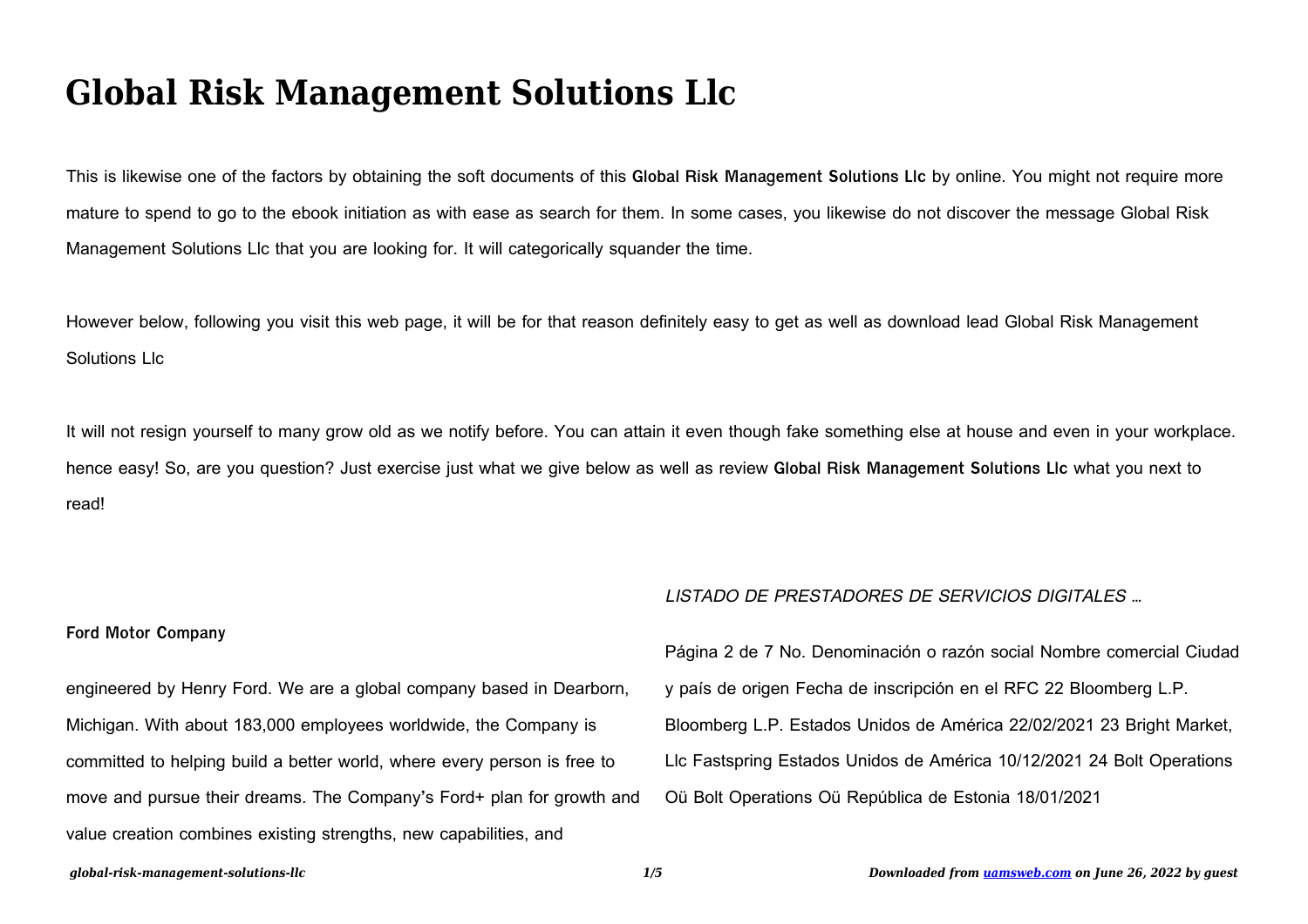# Global Risk Management Solutions Llc

This is likewise one of the factors by obtaining the soft documents of this **Global Risk Management Solutions Llc** by online. You might not require more mature to spend to go to the ebook initiation as with ease as search for them. In some cases, you likewise do not discover the message Global Risk Management Solutions Llc that you are looking for. It will categorically squander the time.

However below, following you visit this web page, it will be for that reason definitely easy to get as well as download lead Global Risk Management Solutions Llc

It will not resign yourself to many grow old as we notify before. You can attain it even though fake something else at house and even in your workplace. hence easy! So, are you question? Just exercise just what we give below as well as review **Global Risk Management Solutions Llc** what you next to read!

**Ford Motor Company**

engineered by Henry Ford. We are a global company based in Dearborn, Michigan. With about 183,000 employees worldwide, the Company is committed to helping build a better world, where every person is free to move and pursue their dreams. The Company's Ford+ plan for growth and value creation combines existing strengths, new capabilities, and

*LISTADO DE PRESTADORES DE SERVICIOS DIGITALES …*

Página 2 de 7 No. Denominación o razón social Nombre comercial Ciudad y país de origen Fecha de inscripción en el RFC 22 Bloomberg L.P. Bloomberg L.P. Estados Unidos de América 22/02/2021 23 Bright Market, Llc Fastspring Estados Unidos de América 10/12/2021 24 Bolt Operations Oü Bolt Operations Oü República de Estonia 18/01/2021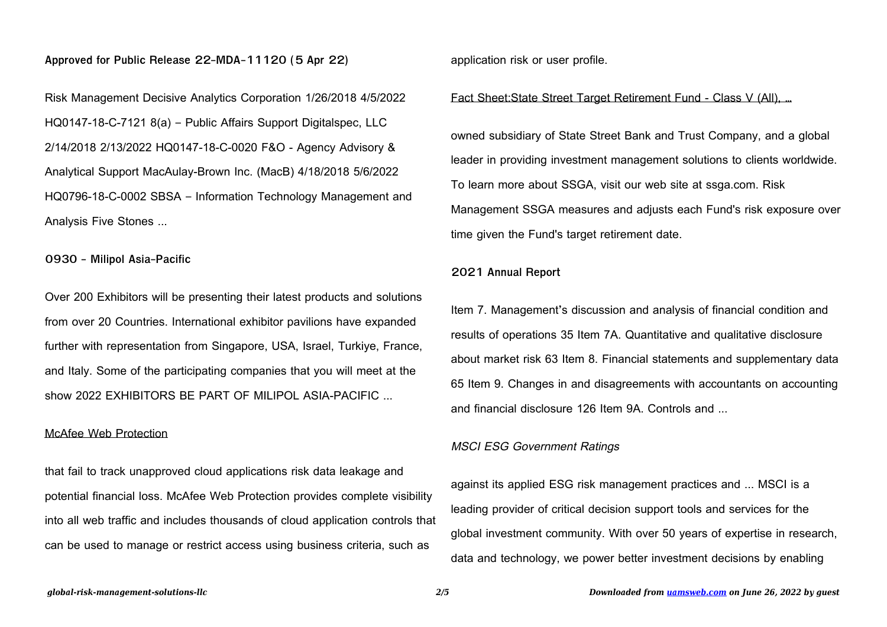**Approved for Public Release 22-MDA-11120 (5 Apr 22)**

Risk Management Decisive Analytics Corporation 1/26/2018 4/5/2022 HQ0147-18-C-7121 8(a) – Public Affairs Support Digitalspec, LLC 2/14/2018 2/13/2022 HQ0147-18-C-0020 F&O - Agency Advisory & Analytical Support MacAulay-Brown Inc. (MacB) 4/18/2018 5/6/2022 HQ0796-18-C-0002 SBSA – Information Technology Management and Analysis Five Stones ...

**0930 - Milipol Asia-Pacific**

Over 200 Exhibitors will be presenting their latest products and solutions from over 20 Countries. International exhibitor pavilions have expanded further with representation from Singapore, USA, Israel, Turkiye, France, and Italy. Some of the participating companies that you will meet at the show 2022 EXHIBITORS BE PART OF MILIPOL ASIA-PACIFIC ...

McAfee Web Protection

that fail to track unapproved cloud applications risk data leakage and potential financial loss. McAfee Web Protection provides complete visibility into all web traffic and includes thousands of cloud application controls that can be used to manage or restrict access using business criteria, such as application risk or user profile.

Fact Sheet:State Street Target Retirement Fund - Class V (All), ...

owned subsidiary of State Street Bank and Trust Company, and a global leader in providing investment management solutions to clients worldwide. To learn more about SSGA, visit our web site at ssga.com. Risk Management SSGA measures and adjusts each Fund's risk exposure over time given the Fund's target retirement date.

**2021 Annual Report**

Item 7. Management's discussion and analysis of financial condition and results of operations 35 Item 7A. Quantitative and qualitative disclosure about market risk 63 Item 8. Financial statements and supplementary data 65 Item 9. Changes in and disagreements with accountants on accounting and financial disclosure 126 Item 9A. Controls and ...

*MSCI ESG Government Ratings*

against its applied ESG risk management practices and ... MSCI is a leading provider of critical decision support tools and services for the global investment community. With over 50 years of expertise in research, data and technology, we power better investment decisions by enabling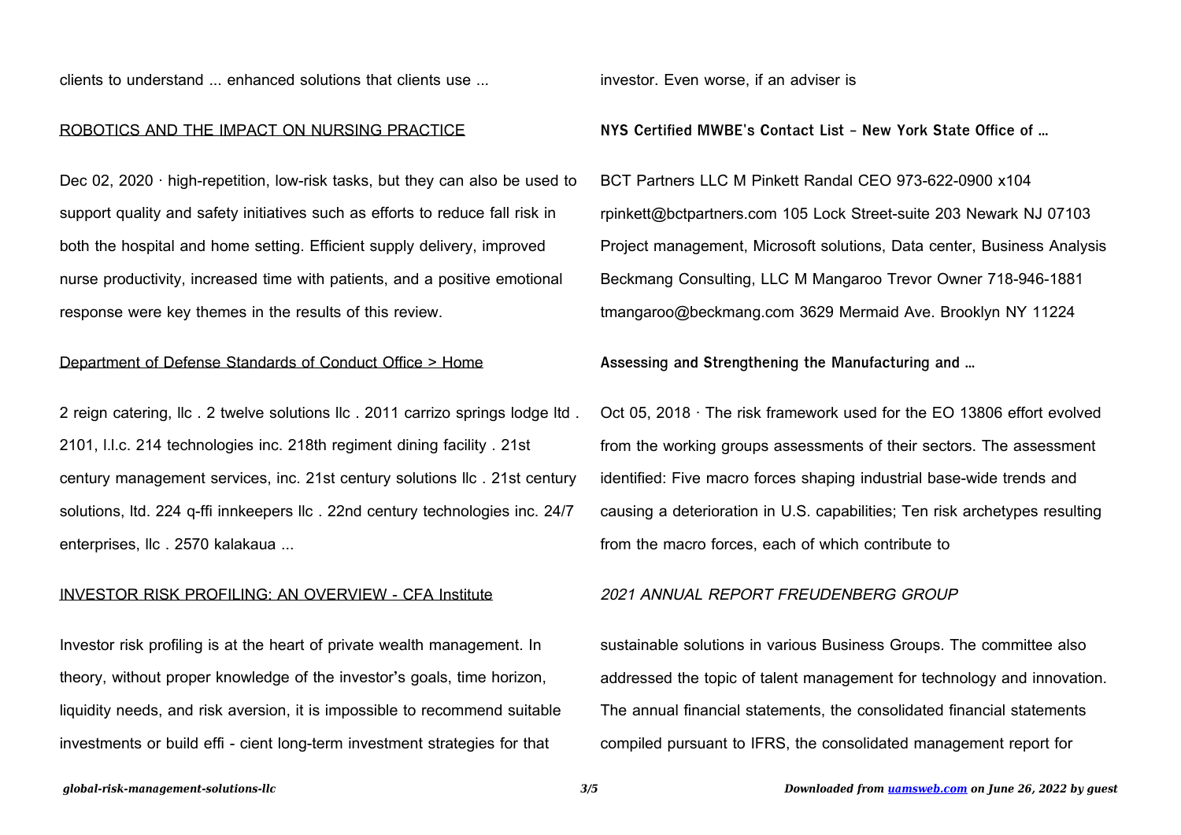clients to understand ... enhanced solutions that clients use ...

## ROBOTICS AND THE IMPACT ON NURSING PRACTICE

Dec 02, 2020 · high-repetition, low-risk tasks, but they can also be used to support quality and safety initiatives such as efforts to reduce fall risk in both the hospital and home setting. Efficient supply delivery, improved nurse productivity, increased time with patients, and a positive emotional response were key themes in the results of this review.

## Department of Defense Standards of Conduct Office > Home

2 reign catering, llc . 2 twelve solutions llc . 2011 carrizo springs lodge ltd . 2101, l.l.c. 214 technologies inc. 218th regiment dining facility . 21st century management services, inc. 21st century solutions llc . 21st century solutions, ltd. 224 q-ffi innkeepers llc . 22nd century technologies inc. 24/7 enterprises, llc . 2570 kalakaua ...

## INVESTOR RISK PROFILING: AN OVERVIEW - CFA Institute

Investor risk profiling is at the heart of private wealth management. In theory, without proper knowledge of the investor's goals, time horizon, liquidity needs, and risk aversion, it is impossible to recommend suitable investments or build effi - cient long-term investment strategies for that investor. Even worse, if an adviser is

## NYS Certified MWBE's Contact List - New York State Office of ...

BCT Partners LLC M Pinkett Randal CEO 973-622-0900 x104 rpinkett@bctpartners.com 105 Lock Street-suite 203 Newark NJ 07103 Project management, Microsoft solutions, Data center, Business Analysis Beckmang Consulting, LLC M Mangaroo Trevor Owner 718-946-1881 tmangaroo@beckmang.com 3629 Mermaid Ave. Brooklyn NY 11224

## Assessing and Strengthening the Manufacturing and ...

Oct 05, 2018 · The risk framework used for the EO 13806 effort evolved from the working groups assessments of their sectors. The assessment identified: Five macro forces shaping industrial base-wide trends and causing a deterioration in U.S. capabilities; Ten risk archetypes resulting from the macro forces, each of which contribute to

## *2021 ANNUAL REPORT FREUDENBERG GROUP*

sustainable solutions in various Business Groups. The committee also addressed the topic of talent management for technology and innovation. The annual financial statements, the consolidated financial statements compiled pursuant to IFRS, the consolidated management report for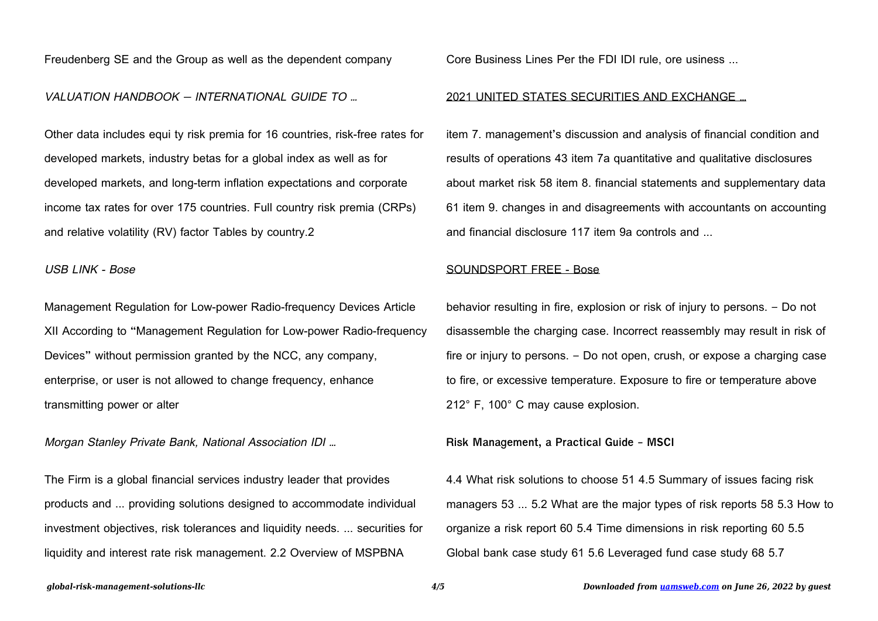Freudenberg SE and the Group as well as the dependent company

*VALUATION HANDBOOK — INTERNATIONAL GUIDE TO …*

Other data includes equi ty risk premia for 16 countries, risk-free rates for developed markets, industry betas for a global index as well as for developed markets, and long-term inflation expectations and corporate income tax rates for over 175 countries. Full country risk premia (CRPs) and relative volatility (RV) factor Tables by country.2

*USB LINK - Bose*

Management Regulation for Low-power Radio-frequency Devices Article XII According to "Management Regulation for Low-power Radio-frequency Devices" without permission granted by the NCC, any company, enterprise, or user is not allowed to change frequency, enhance transmitting power or alter

*Morgan Stanley Private Bank, National Association IDI …*

The Firm is a global financial services industry leader that provides products and ... providing solutions designed to accommodate individual investment objectives, risk tolerances and liquidity needs. ... securities for liquidity and interest rate risk management. 2.2 Overview of MSPBNA

Core Business Lines Per the FDI IDI rule, ore usiness ...

2021 UNITED STATES SECURITIES AND EXCHANGE …

item 7. management's discussion and analysis of financial condition and results of operations 43 item 7a quantitative and qualitative disclosures about market risk 58 item 8. financial statements and supplementary data 61 item 9. changes in and disagreements with accountants on accounting and financial disclosure 117 item 9a controls and ...

SOUNDSPORT FREE - Bose

behavior resulting in fire, explosion or risk of injury to persons. – Do not disassemble the charging case. Incorrect reassembly may result in risk of fire or injury to persons. – Do not open, crush, or expose a charging case to fire, or excessive temperature. Exposure to fire or temperature above 212° F, 100° C may cause explosion.

**Risk Management, a Practical Guide - MSCI**

4.4 What risk solutions to choose 51 4.5 Summary of issues facing risk managers 53 ... 5.2 What are the major types of risk reports 58 5.3 How to organize a risk report 60 5.4 Time dimensions in risk reporting 60 5.5 Global bank case study 61 5.6 Leveraged fund case study 68 5.7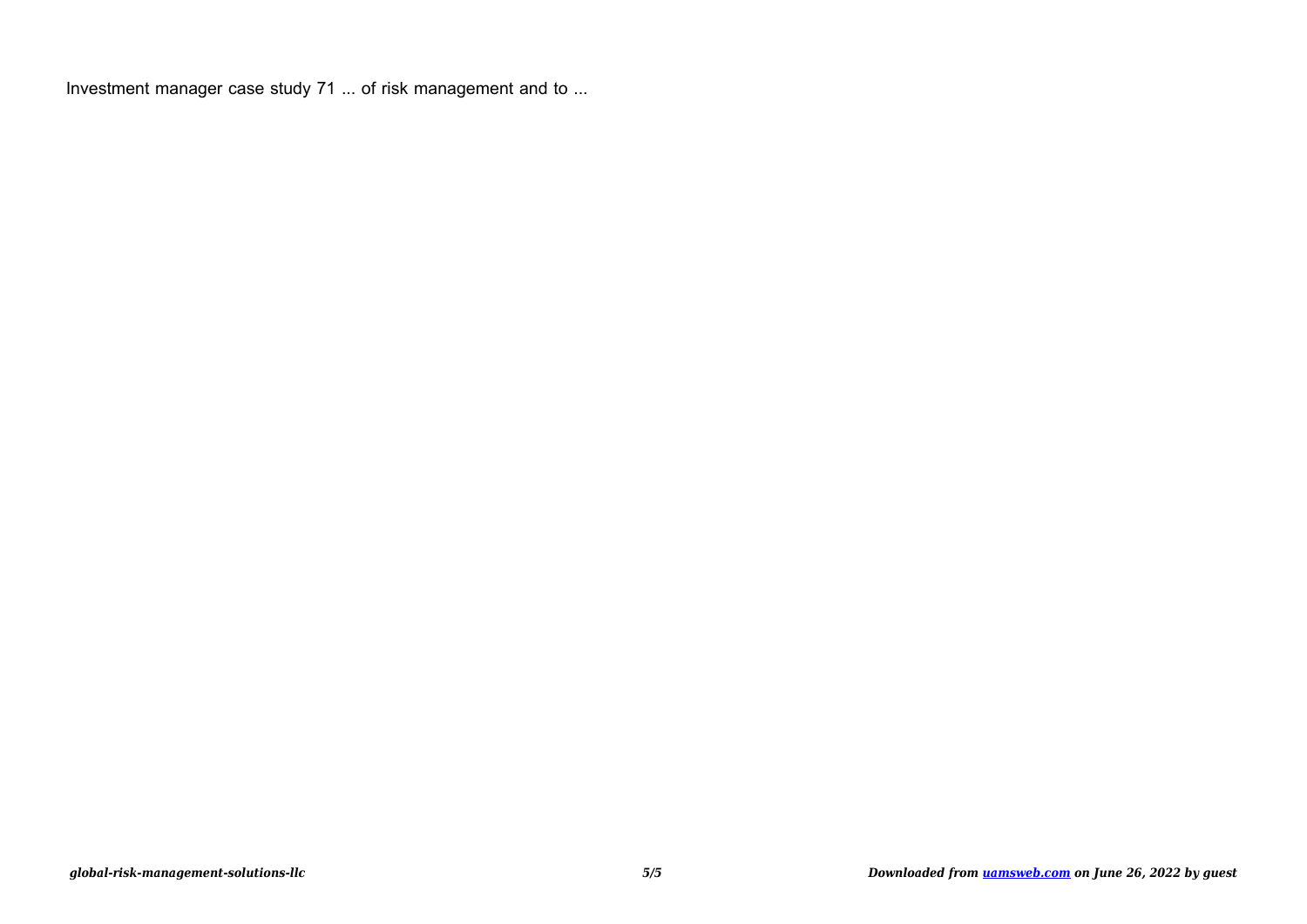Investment manager case study 71 ... of risk management and to ...